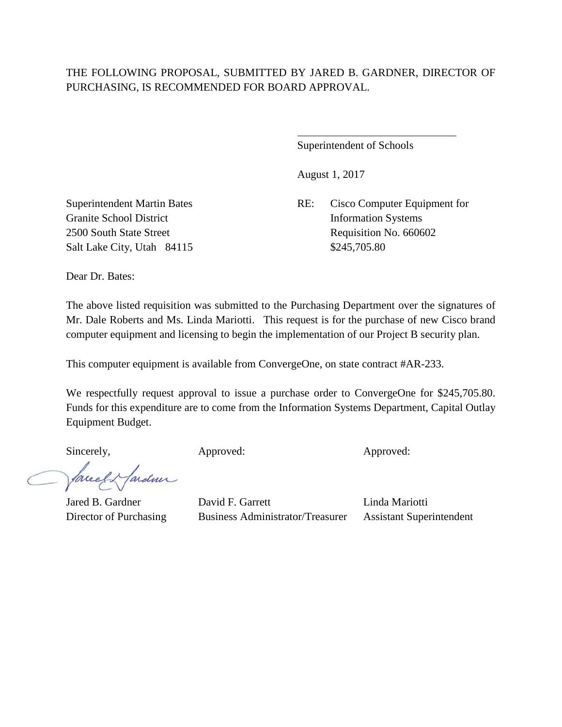THE FOLLOWING PROPOSAL, SUBMITTED BY JARED B. GARDNER, DIRECTOR OF PURCHASING, IS RECOMMENDED FOR BOARD APPROVAL.

\_\_\_\_\_\_\_\_\_\_\_\_\_\_\_\_\_\_\_\_\_\_\_\_\_\_\_\_\_\_

Superintendent of Schools

August 1, 2017

Superintendent Martin Bates
Granite School District
2500 South State Street
Salt Lake City, Utah 84115

RE: Cisco Computer Equipment for Information Systems
Requisition No. 660602
$245,705.80

Dear Dr. Bates:

The above listed requisition was submitted to the Purchasing Department over the signatures of Mr. Dale Roberts and Ms. Linda Mariotti. This request is for the purchase of new Cisco brand computer equipment and licensing to begin the implementation of our Project B security plan.

This computer equipment is available from ConvergeOne, on state contract #AR-233.

We respectfully request approval to issue a purchase order to ConvergeOne for $245,705.80. Funds for this expenditure are to come from the Information Systems Department, Capital Outlay Equipment Budget.

| Sincerely, | Approved: | Approved: |
|---|---|---|
| Jared B. Gardner | David F. Garrett | Linda Mariotti |
| Director of Purchasing | Business Administrator/Treasurer | Assistant Superintendent |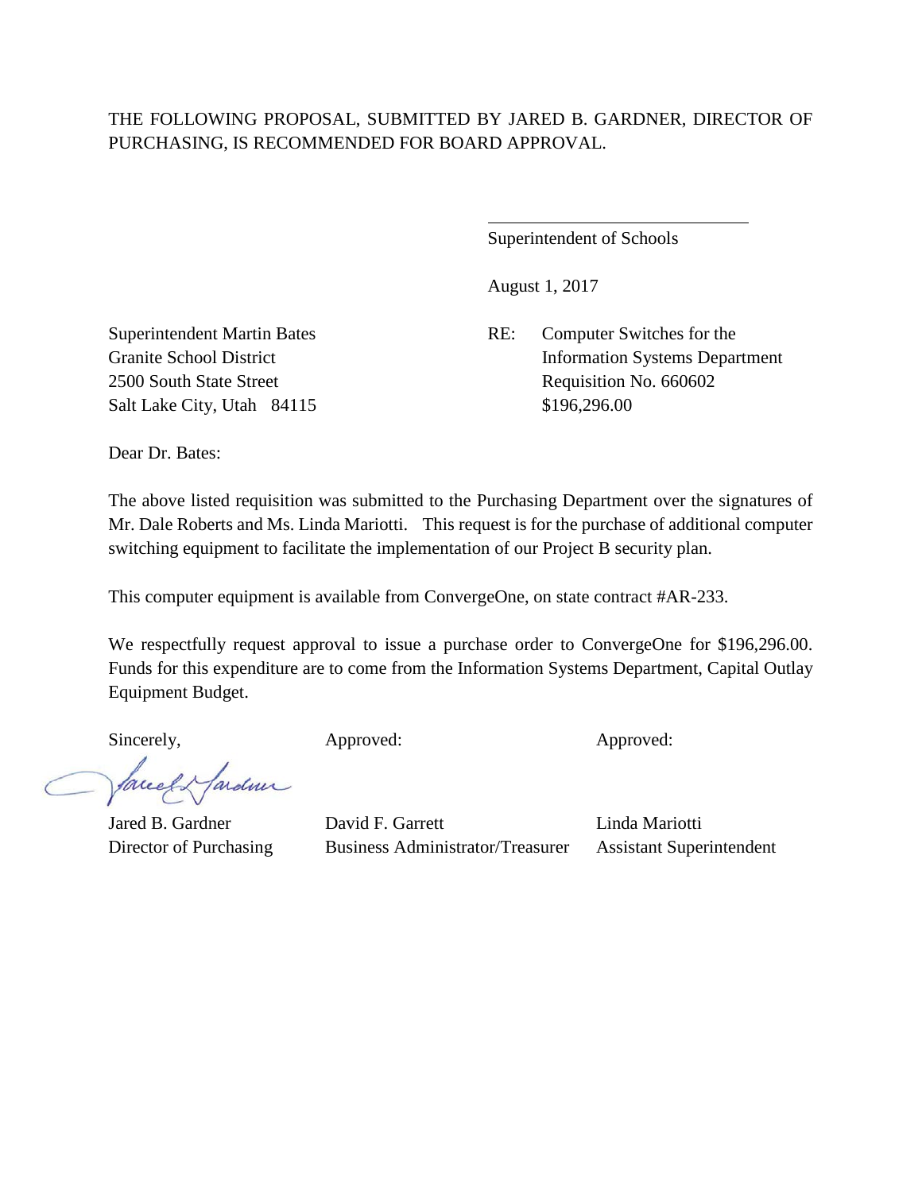THE FOLLOWING PROPOSAL, SUBMITTED BY JARED B. GARDNER, DIRECTOR OF PURCHASING, IS RECOMMENDED FOR BOARD APPROVAL.

\_\_\_\_\_\_\_\_\_\_\_\_\_\_\_\_\_\_\_\_\_\_\_\_\_\_\_\_\_\_

Superintendent of Schools

August 1, 2017

Superintendent Martin Bates
Granite School District
2500 South State Street
Salt Lake City, Utah 84115

RE: Computer Switches for the Information Systems Department
Requisition No. 660602
$196,296.00

Dear Dr. Bates:

The above listed requisition was submitted to the Purchasing Department over the signatures of Mr. Dale Roberts and Ms. Linda Mariotti. This request is for the purchase of additional computer switching equipment to facilitate the implementation of our Project B security plan.

This computer equipment is available from ConvergeOne, on state contract #AR-233.

We respectfully request approval to issue a purchase order to ConvergeOne for $196,296.00. Funds for this expenditure are to come from the Information Systems Department, Capital Outlay Equipment Budget.

| Sincerely, | Approved: | Approved: |
| --- | --- | --- |
| Jared B. Gardner | David F. Garrett | Linda Mariotti |
| Director of Purchasing | Business Administrator/Treasurer | Assistant Superintendent |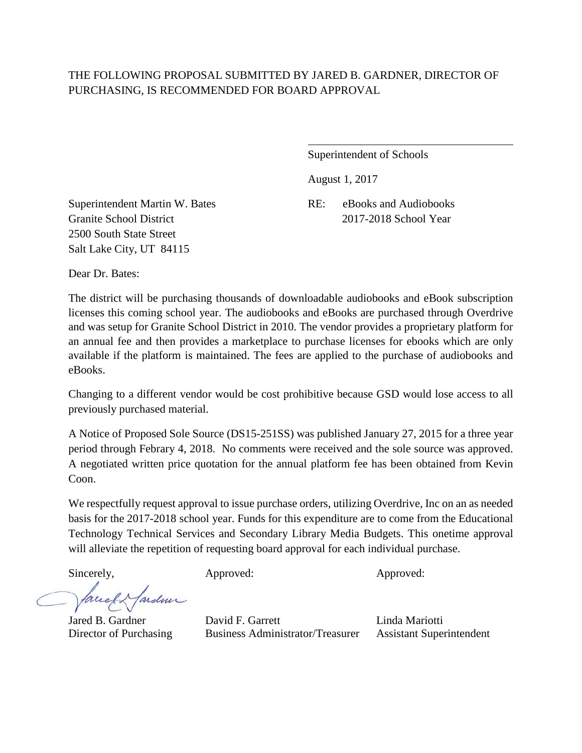THE FOLLOWING PROPOSAL SUBMITTED BY JARED B. GARDNER, DIRECTOR OF PURCHASING, IS RECOMMENDED FOR BOARD APPROVAL

\_\_\_\_\_\_\_\_\_\_\_\_\_\_\_\_\_\_\_\_\_\_\_\_\_\_\_\_\_\_\_\_\_\_\_\_
Superintendent of Schools

August 1, 2017

Superintendent Martin W. Bates
Granite School District
2500 South State Street
Salt Lake City, UT 84115

RE: eBooks and Audiobooks
2017-2018 School Year

Dear Dr. Bates:

The district will be purchasing thousands of downloadable audiobooks and eBook subscription licenses this coming school year. The audiobooks and eBooks are purchased through Overdrive and was setup for Granite School District in 2010. The vendor provides a proprietary platform for an annual fee and then provides a marketplace to purchase licenses for ebooks which are only available if the platform is maintained. The fees are applied to the purchase of audiobooks and eBooks.

Changing to a different vendor would be cost prohibitive because GSD would lose access to all previously purchased material.

A Notice of Proposed Sole Source (DS15-251SS) was published January 27, 2015 for a three year period through Febrary 4, 2018. No comments were received and the sole source was approved. A negotiated written price quotation for the annual platform fee has been obtained from Kevin Coon.

We respectfully request approval to issue purchase orders, utilizing Overdrive, Inc on an as needed basis for the 2017-2018 school year. Funds for this expenditure are to come from the Educational Technology Technical Services and Secondary Library Media Budgets. This onetime approval will alleviate the repetition of requesting board approval for each individual purchase.

| Sincerely, | Approved: | Approved: |
|---|---|---|
| Jared B. Gardner | David F. Garrett | Linda Mariotti |
| Director of Purchasing | Business Administrator/Treasurer | Assistant Superintendent |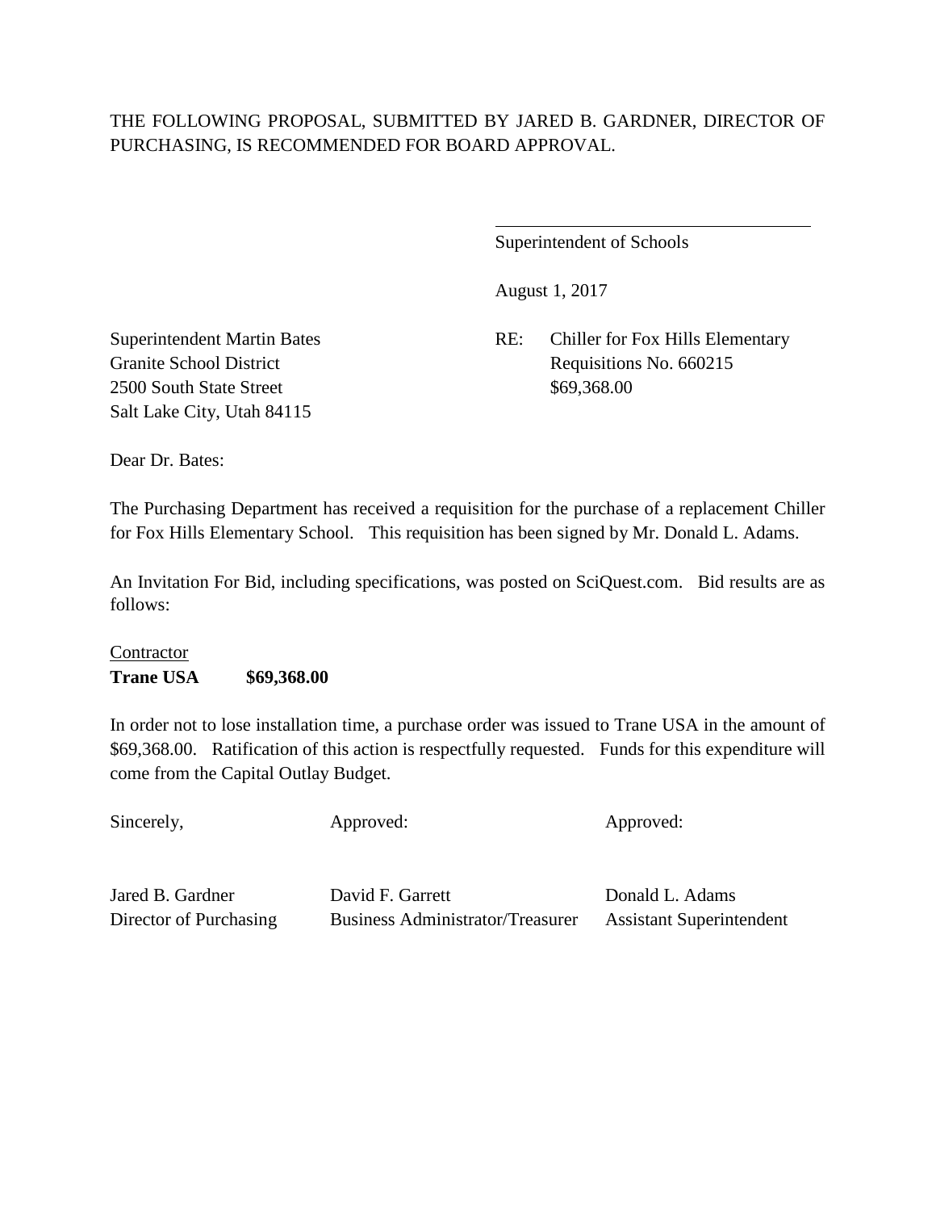THE FOLLOWING PROPOSAL, SUBMITTED BY JARED B. GARDNER, DIRECTOR OF PURCHASING, IS RECOMMENDED FOR BOARD APPROVAL.

\_\_\_\_\_\_\_\_\_\_\_\_\_\_\_\_\_\_\_\_\_\_\_\_\_\_\_\_\_\_\_\_\_\_\_

Superintendent of Schools

August 1, 2017

Superintendent Martin Bates
Granite School District
2500 South State Street
Salt Lake City, Utah 84115

RE: Chiller for Fox Hills Elementary
Requisitions No. 660215
$69,368.00

Dear Dr. Bates:

The Purchasing Department has received a requisition for the purchase of a replacement Chiller for Fox Hills Elementary School. This requisition has been signed by Mr. Donald L. Adams.

An Invitation For Bid, including specifications, was posted on SciQuest.com. Bid results are as follows:

Contractor
**Trane USA $69,368.00**

In order not to lose installation time, a purchase order was issued to Trane USA in the amount of $69,368.00. Ratification of this action is respectfully requested. Funds for this expenditure will come from the Capital Outlay Budget.

| Sincerely, | Approved: | Approved: |
|---|---|---|
| Jared B. Gardner | David F. Garrett | Donald L. Adams |
| Director of Purchasing | Business Administrator/Treasurer | Assistant Superintendent |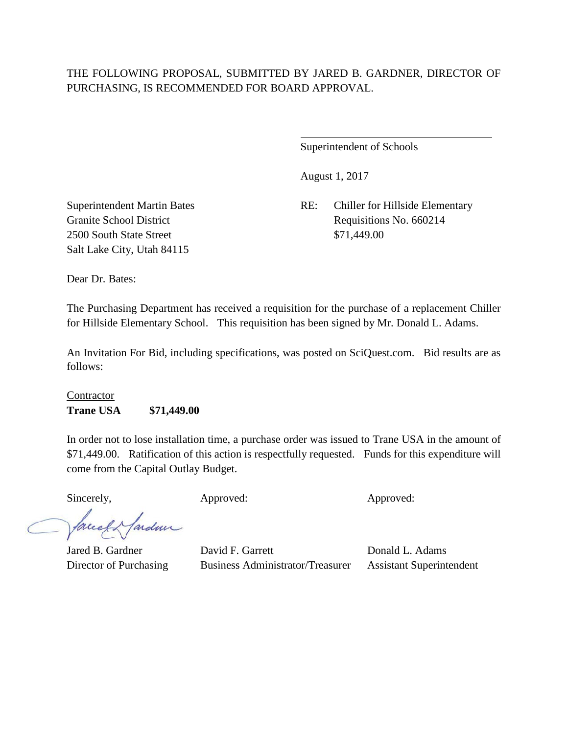THE FOLLOWING PROPOSAL, SUBMITTED BY JARED B. GARDNER, DIRECTOR OF PURCHASING, IS RECOMMENDED FOR BOARD APPROVAL.

\_\_\_\_\_\_\_\_\_\_\_\_\_\_\_\_\_\_\_\_\_\_\_\_\_\_\_\_\_\_\_\_\_\_

Superintendent of Schools

August 1, 2017

Superintendent Martin Bates
Granite School District
2500 South State Street
Salt Lake City, Utah 84115

RE: Chiller for Hillside Elementary
Requisitions No. 660214
$71,449.00

Dear Dr. Bates:

The Purchasing Department has received a requisition for the purchase of a replacement Chiller for Hillside Elementary School. This requisition has been signed by Mr. Donald L. Adams.

An Invitation For Bid, including specifications, was posted on SciQuest.com. Bid results are as follows:

Contractor
**Trane USA $71,449.00**

In order not to lose installation time, a purchase order was issued to Trane USA in the amount of $71,449.00. Ratification of this action is respectfully requested. Funds for this expenditure will come from the Capital Outlay Budget.

| Sincerely, | Approved: | Approved: |
|---|---|---|
| Jared B. Gardner | David F. Garrett | Donald L. Adams |
| Director of Purchasing | Business Administrator/Treasurer | Assistant Superintendent |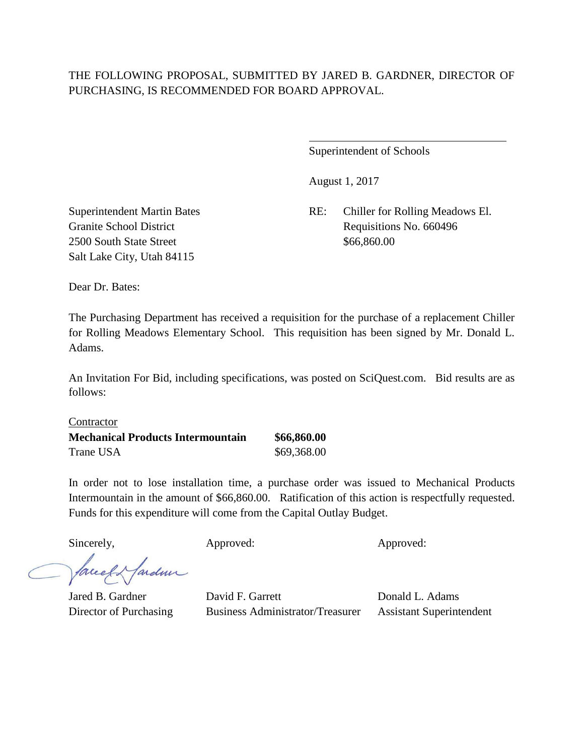THE FOLLOWING PROPOSAL, SUBMITTED BY JARED B. GARDNER, DIRECTOR OF PURCHASING, IS RECOMMENDED FOR BOARD APPROVAL.

\_\_\_\_\_\_\_\_\_\_\_\_\_\_\_\_\_\_\_\_\_\_\_\_\_\_\_\_\_\_\_\_

Superintendent of Schools

August 1, 2017

Superintendent Martin Bates  
Granite School District  
2500 South State Street  
Salt Lake City, Utah 84115

RE: Chiller for Rolling Meadows El.  
Requisitions No. 660496  
$66,860.00

Dear Dr. Bates:

The Purchasing Department has received a requisition for the purchase of a replacement Chiller for Rolling Meadows Elementary School. This requisition has been signed by Mr. Donald L. Adams.

An Invitation For Bid, including specifications, was posted on SciQuest.com. Bid results are as follows:

| Contractor | |
|---|---|
| **Mechanical Products Intermountain** | **$66,860.00** |
| Trane USA | $69,368.00 |

In order not to lose installation time, a purchase order was issued to Mechanical Products Intermountain in the amount of $66,860.00. Ratification of this action is respectfully requested. Funds for this expenditure will come from the Capital Outlay Budget.

| Sincerely, | Approved: | Approved: |
|---|---|---|
| Jared B. Gardner | David F. Garrett | Donald L. Adams |
| Director of Purchasing | Business Administrator/Treasurer | Assistant Superintendent |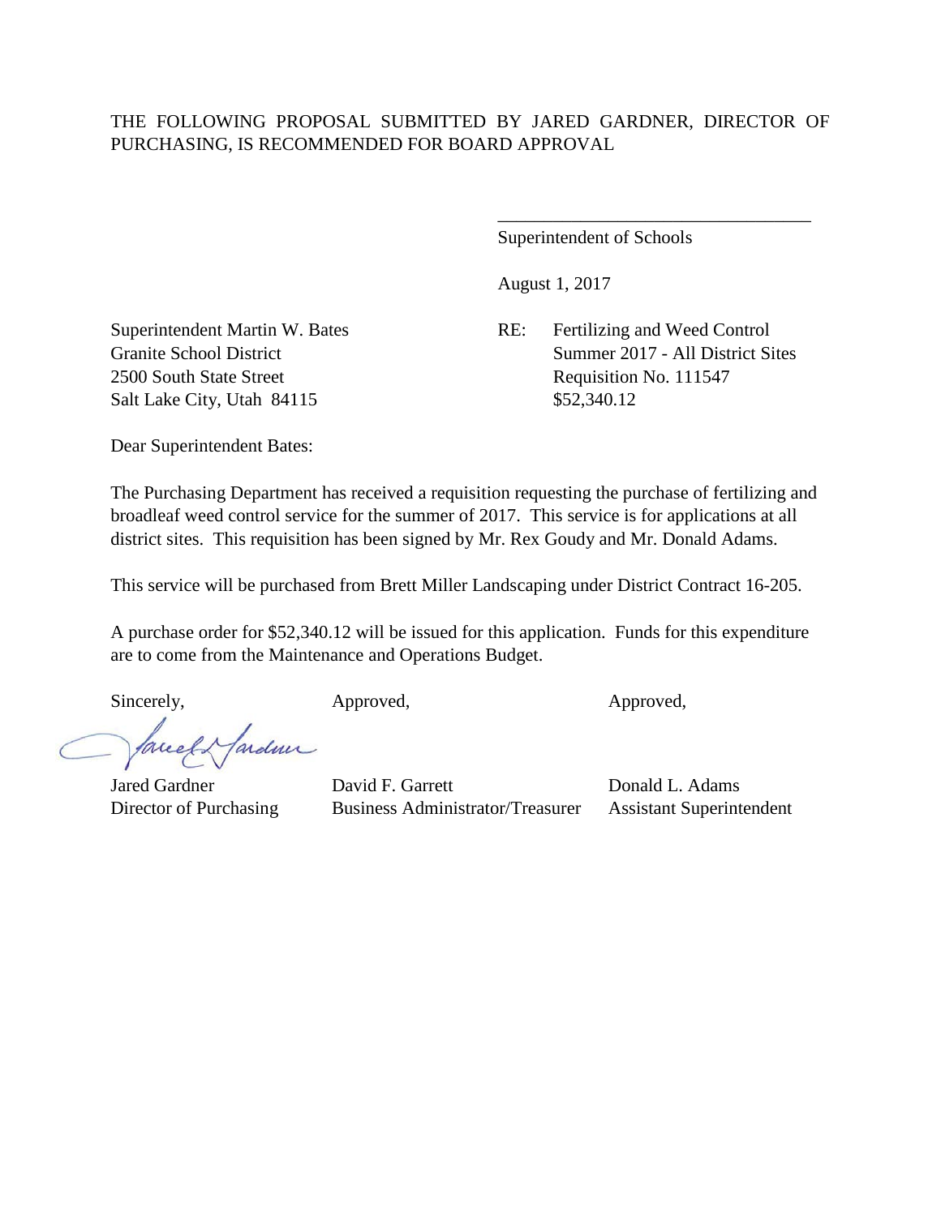THE FOLLOWING PROPOSAL SUBMITTED BY JARED GARDNER, DIRECTOR OF PURCHASING, IS RECOMMENDED FOR BOARD APPROVAL

\_\_\_\_\_\_\_\_\_\_\_\_\_\_\_\_\_\_\_\_\_\_\_\_\_\_\_\_\_\_\_\_\_\_

Superintendent of Schools

August 1, 2017

Superintendent Martin W. Bates
Granite School District
2500 South State Street
Salt Lake City, Utah 84115

RE: Fertilizing and Weed Control
Summer 2017 - All District Sites
Requisition No. 111547
$52,340.12

Dear Superintendent Bates:

The Purchasing Department has received a requisition requesting the purchase of fertilizing and broadleaf weed control service for the summer of 2017. This service is for applications at all district sites. This requisition has been signed by Mr. Rex Goudy and Mr. Donald Adams.

This service will be purchased from Brett Miller Landscaping under District Contract 16-205.

A purchase order for $52,340.12 will be issued for this application. Funds for this expenditure are to come from the Maintenance and Operations Budget.

| | | |
|---|---|---|
| Sincerely, | Approved, | Approved, |
| Jared Gardner | David F. Garrett | Donald L. Adams |
| Director of Purchasing | Business Administrator/Treasurer | Assistant Superintendent |